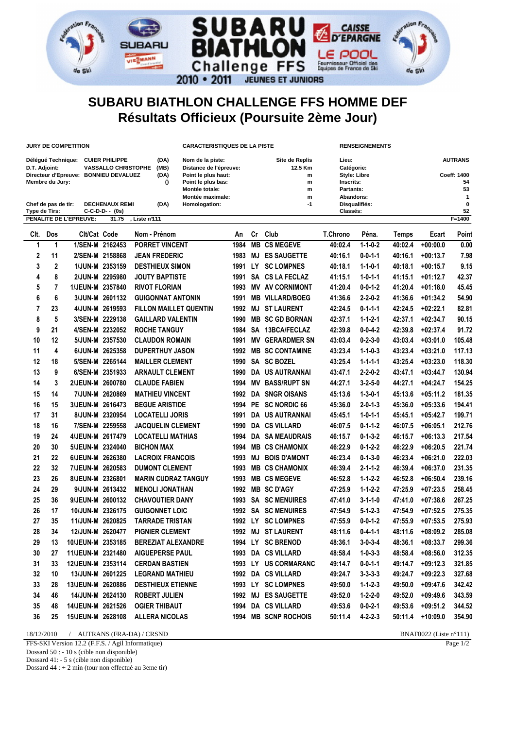# SUBARU BIATHLON CHALLENGE FFS HOMME DEF

## Résultats Officieux (Poursuite 2ème Jour)

**JURY DE COMPETITION**

| | | |
|---|---|---|
| Délégué Technique: | CUIER PHILIPPE | (DA) |
| D.T. Adjoint: | VASSALLO CHRISTOPHE | (MB) |
| Directeur d'Epreuve: | BONNIEU DEVALUEZ | (DA) |
| Membre du Jury: | | () |
| Chef de pas de tir: | DECHENAUX REMI | (DA) |
| Type de Tirs: | C-C-D-D- - (0s) | |
| PENALITE DE L'EPREUVE: | 31.75 | , Liste n°111 |

**CARACTERISTIQUES DE LA PISTE**

| | |
|---|---|
| Nom de la piste: | Site de Replis |
| Distance de l'épreuve: | 12.5 Km |
| Point le plus haut: | m |
| Point le plus bas: | m |
| Montée totale: | m |
| Montée maximale: | m |
| Homologation: | -1 |

**RENSEIGNEMENTS**

| | |
|---|---|
| Lieu: | AUTRANS |
| Catégorie: | |
| Style: Libre | Coeff: 1400 |
| Inscrits: | 54 |
| Partants: | 53 |
| Abandons: | 1 |
| Disqualifiés: | 0 |
| Classés: | 52 |
| | F=1400 |

| Clt. | Dos | Clt/Cat | Code | Nom - Prénom | An | Cr | Club | T.Chrono | Péna. | Temps | Ecart | Point |
|---|---|---|---|---|---|---|---|---|---|---|---|---|
| 1 | 1 | 1/SEN-M | 2162453 | PORRET VINCENT | 1984 | MB | CS MEGEVE | 40:02.4 | 1-1-0-2 | 40:02.4 | +00:00.0 | 0.00 |
| 2 | 11 | 2/SEN-M | 2158868 | JEAN FREDERIC | 1983 | MJ | ES SAUGETTE | 40:16.1 | 0-0-1-1 | 40:16.1 | +00:13.7 | 7.98 |
| 3 | 2 | 1/JUN-M | 2353159 | DESTHIEUX SIMON | 1991 | LY | SC LOMPNES | 40:18.1 | 1-1-0-1 | 40:18.1 | +00:15.7 | 9.15 |
| 4 | 8 | 2/JUN-M | 2295980 | JOUTY BAPTISTE | 1991 | SA | CS LA FECLAZ | 41:15.1 | 1-0-1-1 | 41:15.1 | +01:12.7 | 42.37 |
| 5 | 7 | 1/JEUN-M | 2357840 | REVOT FLORIAN | 1993 | MV | AV CORNIMONT | 41:20.4 | 0-0-1-2 | 41:20.4 | +01:18.0 | 45.45 |
| 6 | 6 | 3/JUN-M | 2601132 | GUIGONNAT ANTONIN | 1991 | MB | VILLARD/BOEG | 41:36.6 | 2-2-0-2 | 41:36.6 | +01:34.2 | 54.90 |
| 7 | 23 | 4/JUN-M | 2619593 | FILLON MAILLET QUENTIN | 1992 | MJ | ST LAURENT | 42:24.5 | 0-1-1-1 | 42:24.5 | +02:22.1 | 82.81 |
| 8 | 5 | 3/SEN-M | 2229138 | GAILLARD VALENTIN | 1990 | MB | SC GD BORNAN | 42:37.1 | 1-1-2-1 | 42:37.1 | +02:34.7 | 90.15 |
| 9 | 21 | 4/SEN-M | 2232052 | ROCHE TANGUY | 1984 | SA | 13BCA/FECLAZ | 42:39.8 | 0-0-4-2 | 42:39.8 | +02:37.4 | 91.72 |
| 10 | 12 | 5/JUN-M | 2357530 | CLAUDON ROMAIN | 1991 | MV | GERARDMER SN | 43:03.4 | 0-2-3-0 | 43:03.4 | +03:01.0 | 105.48 |
| 11 | 4 | 6/JUN-M | 2625358 | DUPERTHUY JASON | 1992 | MB | SC CONTAMINE | 43:23.4 | 1-1-0-3 | 43:23.4 | +03:21.0 | 117.13 |
| 12 | 18 | 5/SEN-M | 2265144 | MAILLER CLEMENT | 1990 | SA | SC BOZEL | 43:25.4 | 1-1-1-1 | 43:25.4 | +03:23.0 | 118.30 |
| 13 | 9 | 6/SEN-M | 2351933 | ARNAULT CLEMENT | 1990 | DA | US AUTRANNAI | 43:47.1 | 2-2-0-2 | 43:47.1 | +03:44.7 | 130.94 |
| 14 | 3 | 2/JEUN-M | 2600780 | CLAUDE FABIEN | 1994 | MV | BASS/RUPT SN | 44:27.1 | 3-2-5-0 | 44:27.1 | +04:24.7 | 154.25 |
| 15 | 14 | 7/JUN-M | 2620869 | MATHIEU VINCENT | 1992 | DA | SNGR OISANS | 45:13.6 | 1-3-0-1 | 45:13.6 | +05:11.2 | 181.35 |
| 16 | 15 | 3/JEUN-M | 2616473 | BEGUE ARISTIDE | 1994 | PE | SC NORDIC 66 | 45:36.0 | 2-0-1-3 | 45:36.0 | +05:33.6 | 194.41 |
| 17 | 31 | 8/JUN-M | 2320954 | LOCATELLI JORIS | 1991 | DA | US AUTRANNAI | 45:45.1 | 1-0-1-1 | 45:45.1 | +05:42.7 | 199.71 |
| 18 | 16 | 7/SEN-M | 2259558 | JACQUELIN CLEMENT | 1990 | DA | CS VILLARD | 46:07.5 | 0-1-1-2 | 46:07.5 | +06:05.1 | 212.76 |
| 19 | 24 | 4/JEUN-M | 2617479 | LOCATELLI MATHIAS | 1994 | DA | SA MEAUDRAIS | 46:15.7 | 0-1-3-2 | 46:15.7 | +06:13.3 | 217.54 |
| 20 | 30 | 5/JEUN-M | 2324040 | BICHON MAX | 1994 | MB | CS CHAMONIX | 46:22.9 | 0-1-2-2 | 46:22.9 | +06:20.5 | 221.74 |
| 21 | 22 | 6/JEUN-M | 2626380 | LACROIX FRANCOIS | 1993 | MJ | BOIS D'AMONT | 46:23.4 | 0-1-3-0 | 46:23.4 | +06:21.0 | 222.03 |
| 22 | 32 | 7/JEUN-M | 2620583 | DUMONT CLEMENT | 1993 | MB | CS CHAMONIX | 46:39.4 | 2-1-1-2 | 46:39.4 | +06:37.0 | 231.35 |
| 23 | 26 | 8/JEUN-M | 2326801 | MARIN CUDRAZ TANGUY | 1993 | MB | CS MEGEVE | 46:52.8 | 1-1-2-2 | 46:52.8 | +06:50.4 | 239.16 |
| 24 | 29 | 9/JUN-M | 2613432 | MENOLI JONATHAN | 1992 | MB | SC D'AGY | 47:25.9 | 1-1-2-2 | 47:25.9 | +07:23.5 | 258.45 |
| 25 | 36 | 9/JEUN-M | 2600132 | CHAVOUTIER DANY | 1993 | SA | SC MENUIRES | 47:41.0 | 3-1-1-0 | 47:41.0 | +07:38.6 | 267.25 |
| 26 | 17 | 10/JUN-M | 2326175 | GUIGONNET LOIC | 1992 | SA | SC MENUIRES | 47:54.9 | 5-1-2-3 | 47:54.9 | +07:52.5 | 275.35 |
| 27 | 35 | 11/JUN-M | 2620825 | TARRADE TRISTAN | 1992 | LY | SC LOMPNES | 47:55.9 | 0-0-1-2 | 47:55.9 | +07:53.5 | 275.93 |
| 28 | 34 | 12/JUN-M | 2620477 | PIGNIER CLEMENT | 1992 | MJ | ST LAURENT | 48:11.6 | 0-4-1-1 | 48:11.6 | +08:09.2 | 285.08 |
| 29 | 13 | 10/JEUN-M | 2353185 | BEREZIAT ALEXANDRE | 1994 | LY | SC BRENOD | 48:36.1 | 3-0-3-4 | 48:36.1 | +08:33.7 | 299.36 |
| 30 | 27 | 11/JEUN-M | 2321480 | AIGUEPERSE PAUL | 1993 | DA | CS VILLARD | 48:58.4 | 1-0-3-3 | 48:58.4 | +08:56.0 | 312.35 |
| 31 | 33 | 12/JEUN-M | 2353114 | CERDAN BASTIEN | 1993 | LY | US CORMARANC | 49:14.7 | 0-0-1-1 | 49:14.7 | +09:12.3 | 321.85 |
| 32 | 10 | 13/JUN-M | 2601225 | LEGRAND MATHIEU | 1992 | DA | CS VILLARD | 49:24.7 | 3-3-3-3 | 49:24.7 | +09:22.3 | 327.68 |
| 33 | 28 | 13/JEUN-M | 2620886 | DESTHIEUX ETIENNE | 1993 | LY | SC LOMPNES | 49:50.0 | 1-1-2-3 | 49:50.0 | +09:47.6 | 342.42 |
| 34 | 46 | 14/JUN-M | 2624130 | ROBERT JULIEN | 1992 | MJ | ES SAUGETTE | 49:52.0 | 1-2-2-0 | 49:52.0 | +09:49.6 | 343.59 |
| 35 | 48 | 14/JEUN-M | 2621526 | OGIER THIBAUT | 1994 | DA | CS VILLARD | 49:53.6 | 0-0-2-1 | 49:53.6 | +09:51.2 | 344.52 |
| 36 | 25 | 15/JEUN-M | 2628108 | ALLERA NICOLAS | 1994 | MB | SCNP ROCHOIS | 50:11.4 | 4-2-2-3 | 50:11.4 | +10:09.0 | 354.90 |

18/12/2010 / AUTRANS (FRA-DA) / CRSND — BNAF0022 (Liste n°111)

FFS-SKI Version 12.2 (F.F.S. / Agil Informatique)

Dossard 50 : - 10 s (cible non disponible)
Dossard 41: - 5 s (cible non disponible)
Dossard 44 : + 2 min (tour non effectué au 3eme tir)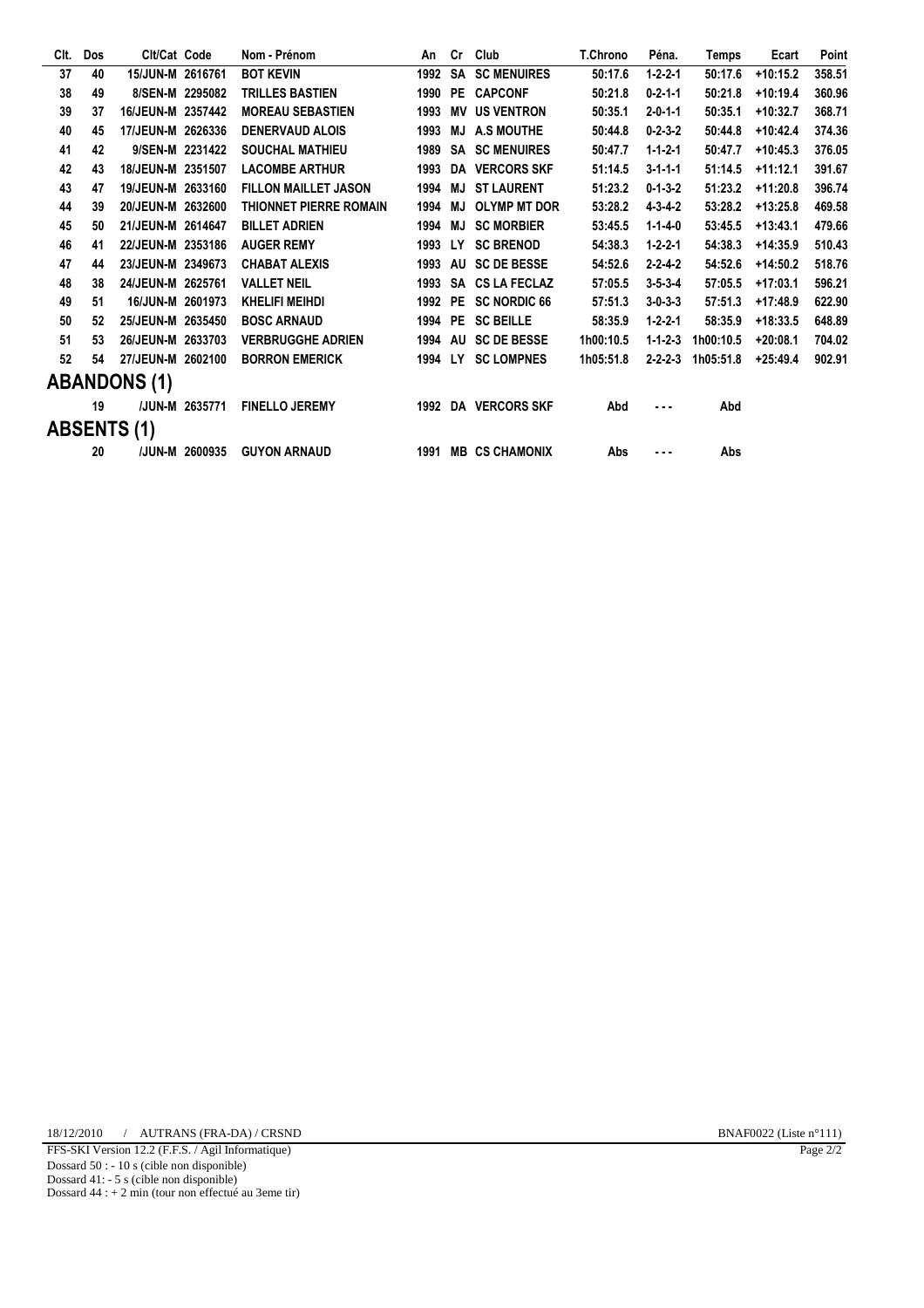| Clt. | Dos | Clt/Cat | Code | Nom - Prénom | An | Cr | Club | T.Chrono | Péna. | Temps | Ecart | Point |
|---|---|---|---|---|---|---|---|---|---|---|---|---|
| 37 | 40 | 15/JUN-M | 2616761 | BOT KEVIN | 1992 | SA | SC MENUIRES | 50:17.6 | 1-2-2-1 | 50:17.6 | +10:15.2 | 358.51 |
| 38 | 49 | 8/SEN-M | 2295082 | TRILLES BASTIEN | 1990 | PE | CAPCONF | 50:21.8 | 0-2-1-1 | 50:21.8 | +10:19.4 | 360.96 |
| 39 | 37 | 16/JEUN-M | 2357442 | MOREAU SEBASTIEN | 1993 | MV | US VENTRON | 50:35.1 | 2-0-1-1 | 50:35.1 | +10:32.7 | 368.71 |
| 40 | 45 | 17/JEUN-M | 2626336 | DENERVAUD ALOIS | 1993 | MJ | A.S MOUTHE | 50:44.8 | 0-2-3-2 | 50:44.8 | +10:42.4 | 374.36 |
| 41 | 42 | 9/SEN-M | 2231422 | SOUCHAL MATHIEU | 1989 | SA | SC MENUIRES | 50:47.7 | 1-1-2-1 | 50:47.7 | +10:45.3 | 376.05 |
| 42 | 43 | 18/JEUN-M | 2351507 | LACOMBE ARTHUR | 1993 | DA | VERCORS SKF | 51:14.5 | 3-1-1-1 | 51:14.5 | +11:12.1 | 391.67 |
| 43 | 47 | 19/JEUN-M | 2633160 | FILLON MAILLET JASON | 1994 | MJ | ST LAURENT | 51:23.2 | 0-1-3-2 | 51:23.2 | +11:20.8 | 396.74 |
| 44 | 39 | 20/JEUN-M | 2632600 | THIONNET PIERRE ROMAIN | 1994 | MJ | OLYMP MT DOR | 53:28.2 | 4-3-4-2 | 53:28.2 | +13:25.8 | 469.58 |
| 45 | 50 | 21/JEUN-M | 2614647 | BILLET ADRIEN | 1994 | MJ | SC MORBIER | 53:45.5 | 1-1-4-0 | 53:45.5 | +13:43.1 | 479.66 |
| 46 | 41 | 22/JEUN-M | 2353186 | AUGER REMY | 1993 | LY | SC BRENOD | 54:38.3 | 1-2-2-1 | 54:38.3 | +14:35.9 | 510.43 |
| 47 | 44 | 23/JEUN-M | 2349673 | CHABAT ALEXIS | 1993 | AU | SC DE BESSE | 54:52.6 | 2-2-4-2 | 54:52.6 | +14:50.2 | 518.76 |
| 48 | 38 | 24/JEUN-M | 2625761 | VALLET NEIL | 1993 | SA | CS LA FECLAZ | 57:05.5 | 3-5-3-4 | 57:05.5 | +17:03.1 | 596.21 |
| 49 | 51 | 16/JUN-M | 2601973 | KHELIFI MEIHDI | 1992 | PE | SC NORDIC 66 | 57:51.3 | 3-0-3-3 | 57:51.3 | +17:48.9 | 622.90 |
| 50 | 52 | 25/JEUN-M | 2635450 | BOSC ARNAUD | 1994 | PE | SC BEILLE | 58:35.9 | 1-2-2-1 | 58:35.9 | +18:33.5 | 648.89 |
| 51 | 53 | 26/JEUN-M | 2633703 | VERBRUGGHE ADRIEN | 1994 | AU | SC DE BESSE | 1h00:10.5 | 1-1-2-3 | 1h00:10.5 | +20:08.1 | 704.02 |
| 52 | 54 | 27/JEUN-M | 2602100 | BORRON EMERICK | 1994 | LY | SC LOMPNES | 1h05:51.8 | 2-2-2-3 | 1h05:51.8 | +25:49.4 | 902.91 |

## ABANDONS (1)

| | Dos | Clt/Cat | Code | Nom - Prénom | An | Cr | Club | T.Chrono | Péna. | Temps |
|---|---|---|---|---|---|---|---|---|---|---|
| | 19 | /JUN-M | 2635771 | FINELLO JEREMY | 1992 | DA | VERCORS SKF | Abd | - - - | Abd |

## ABSENTS (1)

| | Dos | Clt/Cat | Code | Nom - Prénom | An | Cr | Club | T.Chrono | Péna. | Temps |
|---|---|---|---|---|---|---|---|---|---|---|
| | 20 | /JUN-M | 2600935 | GUYON ARNAUD | 1991 | MB | CS CHAMONIX | Abs | - - - | Abs |

18/12/2010 / AUTRANS (FRA-DA) / CRSND — BNAF0022 (Liste n°111)

FFS-SKI Version 12.2 (F.F.S. / Agil Informatique)

Dossard 50 : - 10 s (cible non disponible)
Dossard 41: - 5 s (cible non disponible)
Dossard 44 : + 2 min (tour non effectué au 3eme tir)